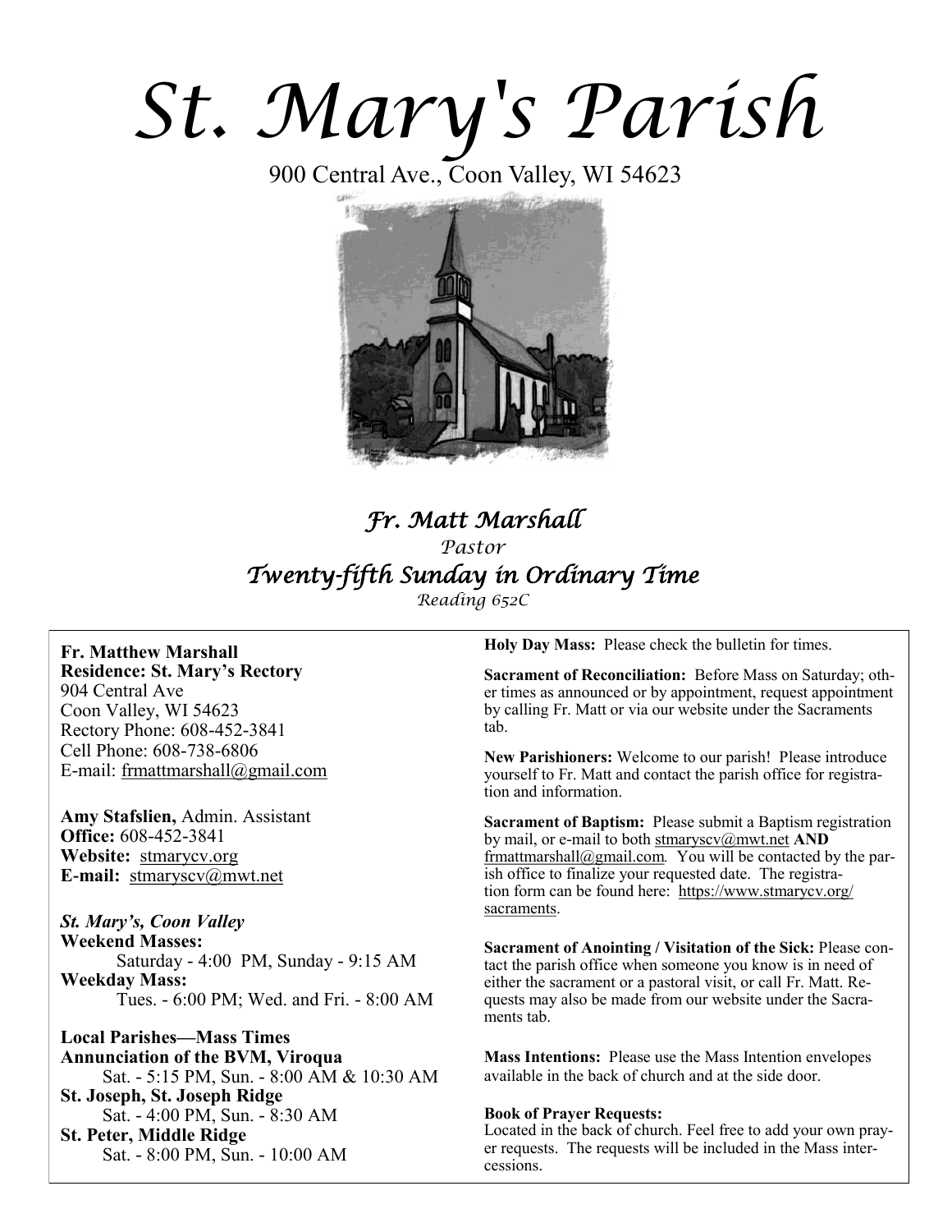# St. Mary's Parish

900 Central Ave., Coon Valley, WI 54623

## *Fr. Matt Marshall*

*Pastor*

## *Twenty-fifth Sunday in Ordinary Time*

*Reading 652C*

**Fr. Matthew Marshall**
**Residence: St. Mary's Rectory**
904 Central Ave
Coon Valley, WI 54623
Rectory Phone: 608-452-3841
Cell Phone: 608-738-6806
E-mail: frmattmarshall@gmail.com

**Amy Stafslien,** Admin. Assistant
**Office:** 608-452-3841
**Website:** stmarycv.org
**E-mail:** stmaryscv@mwt.net

***St. Mary's, Coon Valley***
**Weekend Masses:**
Saturday - 4:00 PM, Sunday - 9:15 AM
**Weekday Mass:**
Tues. - 6:00 PM; Wed. and Fri. - 8:00 AM

**Local Parishes—Mass Times**
**Annunciation of the BVM, Viroqua**
Sat. - 5:15 PM, Sun. - 8:00 AM & 10:30 AM
**St. Joseph, St. Joseph Ridge**
Sat. - 4:00 PM, Sun. - 8:30 AM
**St. Peter, Middle Ridge**
Sat. - 8:00 PM, Sun. - 10:00 AM

**Holy Day Mass:** Please check the bulletin for times.

**Sacrament of Reconciliation:** Before Mass on Saturday; other times as announced or by appointment, request appointment by calling Fr. Matt or via our website under the Sacraments tab.

**New Parishioners:** Welcome to our parish! Please introduce yourself to Fr. Matt and contact the parish office for registration and information.

**Sacrament of Baptism:** Please submit a Baptism registration by mail, or e-mail to both stmaryscv@mwt.net **AND** frmattmarshall@gmail.com. You will be contacted by the parish office to finalize your requested date. The registration form can be found here: https://www.stmarycv.org/sacraments.

**Sacrament of Anointing / Visitation of the Sick:** Please contact the parish office when someone you know is in need of either the sacrament or a pastoral visit, or call Fr. Matt. Requests may also be made from our website under the Sacraments tab.

**Mass Intentions:** Please use the Mass Intention envelopes available in the back of church and at the side door.

**Book of Prayer Requests:**
Located in the back of church. Feel free to add your own prayer requests. The requests will be included in the Mass intercessions.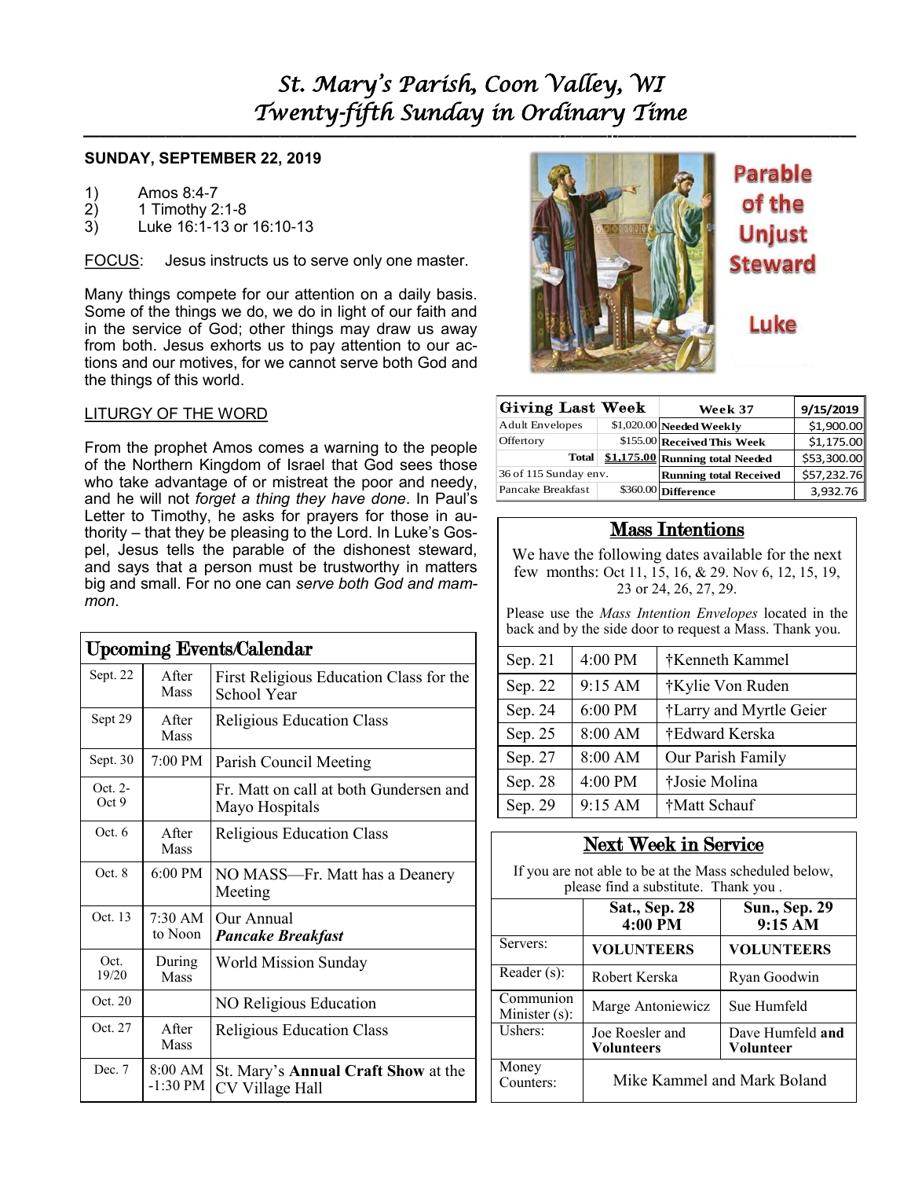# *St. Mary's Parish, Coon Valley, WI*
# *Twenty-fifth Sunday in Ordinary Time*

**SUNDAY, SEPTEMBER 22, 2019**

1) Amos 8:4-7
2) 1 Timothy 2:1-8
3) Luke 16:1-13 or 16:10-13

FOCUS: Jesus instructs us to serve only one master.

Many things compete for our attention on a daily basis. Some of the things we do, we do in light of our faith and in the service of God; other things may draw us away from both. Jesus exhorts us to pay attention to our actions and our motives, for we cannot serve both God and the things of this world.

LITURGY OF THE WORD

From the prophet Amos comes a warning to the people of the Northern Kingdom of Israel that God sees those who take advantage of or mistreat the poor and needy, and he will not *forget a thing they have done*. In Paul's Letter to Timothy, he asks for prayers for those in authority – that they be pleasing to the Lord. In Luke's Gospel, Jesus tells the parable of the dishonest steward, and says that a person must be trustworthy in matters big and small. For no one can *serve both God and mammon*.

**Parable of the Unjust Steward**

**Luke**

| Giving Last Week | | Week 37 | 9/15/2019 |
|---|---|---|---|
| Adult Envelopes | $1,020.00 | Needed Weekly | $1,900.00 |
| Offertory | $155.00 | Received This Week | $1,175.00 |
| Total | $1,175.00 | Running total Needed | $53,300.00 |
| 36 of 115 Sunday env. | | Running total Received | $57,232.76 |
| Pancake Breakfast | $360.00 | Difference | 3,932.76 |

## Upcoming Events/Calendar

| Date | Time | Event |
|---|---|---|
| Sept. 22 | After Mass | First Religious Education Class for the School Year |
| Sept 29 | After Mass | Religious Education Class |
| Sept. 30 | 7:00 PM | Parish Council Meeting |
| Oct. 2-Oct 9 | | Fr. Matt on call at both Gundersen and Mayo Hospitals |
| Oct. 6 | After Mass | Religious Education Class |
| Oct. 8 | 6:00 PM | NO MASS—Fr. Matt has a Deanery Meeting |
| Oct. 13 | 7:30 AM to Noon | Our Annual ***Pancake Breakfast*** |
| Oct. 19/20 | During Mass | World Mission Sunday |
| Oct. 20 | | NO Religious Education |
| Oct. 27 | After Mass | Religious Education Class |
| Dec. 7 | 8:00 AM -1:30 PM | St. Mary's **Annual Craft Show** at the CV Village Hall |

## Mass Intentions

We have the following dates available for the next few months: Oct 11, 15, 16, & 29. Nov 6, 12, 15, 19, 23 or 24, 26, 27, 29.

Please use the *Mass Intention Envelopes* located in the back and by the side door to request a Mass. Thank you.

| Date | Time | Intention |
|---|---|---|
| Sep. 21 | 4:00 PM | †Kenneth Kammel |
| Sep. 22 | 9:15 AM | †Kylie Von Ruden |
| Sep. 24 | 6:00 PM | †Larry and Myrtle Geier |
| Sep. 25 | 8:00 AM | †Edward Kerska |
| Sep. 27 | 8:00 AM | Our Parish Family |
| Sep. 28 | 4:00 PM | †Josie Molina |
| Sep. 29 | 9:15 AM | †Matt Schauf |

## Next Week in Service

If you are not able to be at the Mass scheduled below, please find a substitute. Thank you .

| | Sat., Sep. 28 4:00 PM | Sun., Sep. 29 9:15 AM |
|---|---|---|
| Servers: | **VOLUNTEERS** | **VOLUNTEERS** |
| Reader (s): | Robert Kerska | Ryan Goodwin |
| Communion Minister (s): | Marge Antoniewicz | Sue Humfeld |
| Ushers: | Joe Roesler and **Volunteers** | Dave Humfeld **and Volunteer** |
| Money Counters: | Mike Kammel and Mark Boland | |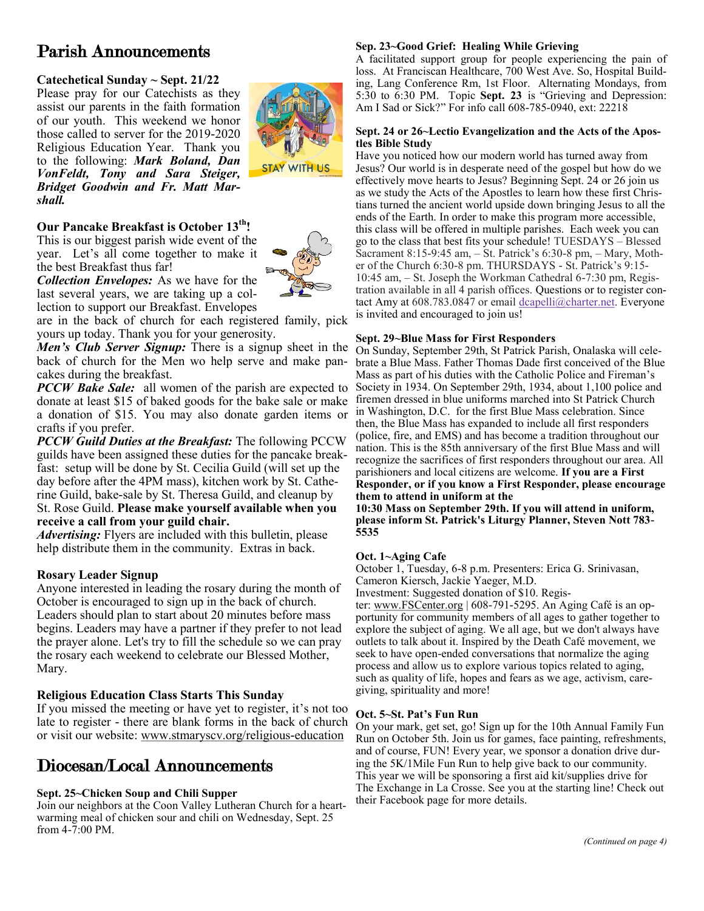# Parish Announcements

### Catechetical Sunday ~ Sept. 21/22

Please pray for our Catechists as they assist our parents in the faith formation of our youth. This weekend we honor those called to server for the 2019-2020 Religious Education Year. Thank you to the following: ***Mark Boland, Dan VonFeldt, Tony and Sara Steiger, Bridget Goodwin and Fr. Matt Marshall.***

### Our Pancake Breakfast is October 13th!

This is our biggest parish wide event of the year. Let's all come together to make it the best Breakfast thus far!

***Collection Envelopes:*** As we have for the last several years, we are taking up a collection to support our Breakfast. Envelopes are in the back of church for each registered family, pick yours up today. Thank you for your generosity.

***Men's Club Server Signup:*** There is a signup sheet in the back of church for the Men wo help serve and make pancakes during the breakfast.

***PCCW Bake Sale:*** all women of the parish are expected to donate at least $15 of baked goods for the bake sale or make a donation of $15. You may also donate garden items or crafts if you prefer.

***PCCW Guild Duties at the Breakfast:*** The following PCCW guilds have been assigned these duties for the pancake breakfast: setup will be done by St. Cecilia Guild (will set up the day before after the 4PM mass), kitchen work by St. Catherine Guild, bake-sale by St. Theresa Guild, and cleanup by St. Rose Guild. **Please make yourself available when you receive a call from your guild chair.**

***Advertising:*** Flyers are included with this bulletin, please help distribute them in the community. Extras in back.

### Rosary Leader Signup

Anyone interested in leading the rosary during the month of October is encouraged to sign up in the back of church. Leaders should plan to start about 20 minutes before mass begins. Leaders may have a partner if they prefer to not lead the prayer alone. Let's try to fill the schedule so we can pray the rosary each weekend to celebrate our Blessed Mother, Mary.

### Religious Education Class Starts This Sunday

If you missed the meeting or have yet to register, it's not too late to register - there are blank forms in the back of church or visit our website: www.stmaryscv.org/religious-education

# Diocesan/Local Announcements

### Sept. 25~Chicken Soup and Chili Supper

Join our neighbors at the Coon Valley Lutheran Church for a heartwarming meal of chicken sour and chili on Wednesday, Sept. 25 from 4-7:00 PM.

### Sep. 23~Good Grief: Healing While Grieving

A facilitated support group for people experiencing the pain of loss. At Franciscan Healthcare, 700 West Ave. So, Hospital Building, Lang Conference Rm, 1st Floor. Alternating Mondays, from 5:30 to 6:30 PM. Topic **Sept. 23** is "Grieving and Depression: Am I Sad or Sick?" For info call 608-785-0940, ext: 22218

### Sept. 24 or 26~Lectio Evangelization and the Acts of the Apostles Bible Study

Have you noticed how our modern world has turned away from Jesus? Our world is in desperate need of the gospel but how do we effectively move hearts to Jesus? Beginning Sept. 24 or 26 join us as we study the Acts of the Apostles to learn how these first Christians turned the ancient world upside down bringing Jesus to all the ends of the Earth. In order to make this program more accessible, this class will be offered in multiple parishes. Each week you can go to the class that best fits your schedule! TUESDAYS – Blessed Sacrament 8:15-9:45 am, – St. Patrick's 6:30-8 pm, – Mary, Mother of the Church 6:30-8 pm. THURSDAYS - St. Patrick's 9:15-10:45 am, – St. Joseph the Workman Cathedral 6-7:30 pm, Registration available in all 4 parish offices. Questions or to register contact Amy at 608.783.0847 or email dcapelli@charter.net. Everyone is invited and encouraged to join us!

### Sept. 29~Blue Mass for First Responders

On Sunday, September 29th, St Patrick Parish, Onalaska will celebrate a Blue Mass. Father Thomas Dade first conceived of the Blue Mass as part of his duties with the Catholic Police and Fireman's Society in 1934. On September 29th, 1934, about 1,100 police and firemen dressed in blue uniforms marched into St Patrick Church in Washington, D.C. for the first Blue Mass celebration. Since then, the Blue Mass has expanded to include all first responders (police, fire, and EMS) and has become a tradition throughout our nation. This is the 85th anniversary of the first Blue Mass and will recognize the sacrifices of first responders throughout our area. All parishioners and local citizens are welcome. **If you are a First Responder, or if you know a First Responder, please encourage them to attend in uniform at the 10:30 Mass on September 29th. If you will attend in uniform, please inform St. Patrick's Liturgy Planner, Steven Nott 783-5535**

### Oct. 1~Aging Cafe

October 1, Tuesday, 6-8 p.m. Presenters: Erica G. Srinivasan, Cameron Kiersch, Jackie Yaeger, M.D.
Investment: Suggested donation of $10. Register: www.FSCenter.org | 608-791-5295. An Aging Café is an opportunity for community members of all ages to gather together to explore the subject of aging. We all age, but we don't always have outlets to talk about it. Inspired by the Death Café movement, we seek to have open-ended conversations that normalize the aging process and allow us to explore various topics related to aging, such as quality of life, hopes and fears as we age, activism, caregiving, spirituality and more!

### Oct. 5~St. Pat's Fun Run

On your mark, get set, go! Sign up for the 10th Annual Family Fun Run on October 5th. Join us for games, face painting, refreshments, and of course, FUN! Every year, we sponsor a donation drive during the 5K/1Mile Fun Run to help give back to our community. This year we will be sponsoring a first aid kit/supplies drive for The Exchange in La Crosse. See you at the starting line! Check out their Facebook page for more details.

*(Continued on page 4)*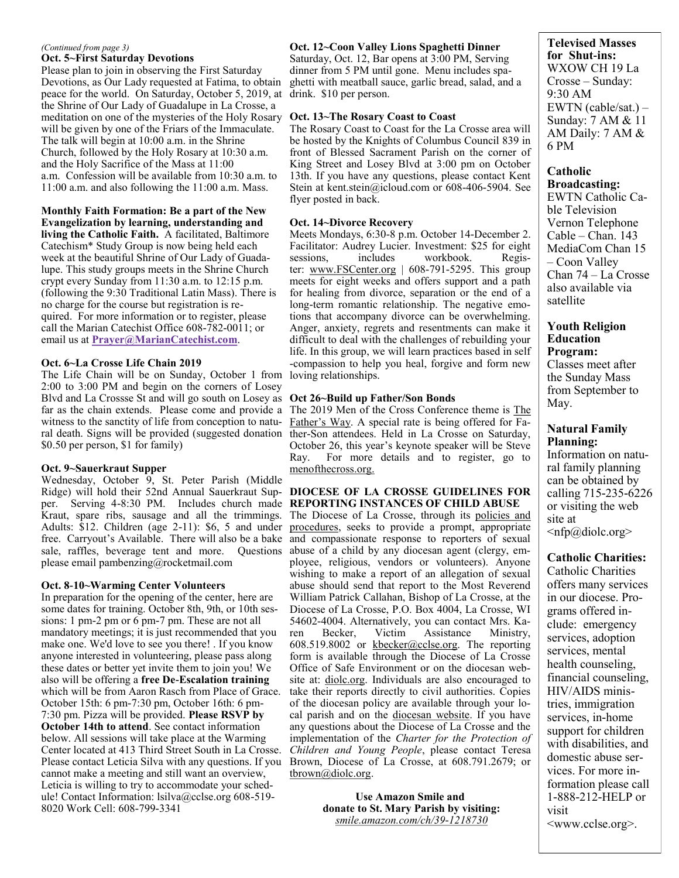*(Continued from page 3)*

**Oct. 5~First Saturday Devotions**

Please plan to join in observing the First Saturday Devotions, as Our Lady requested at Fatima, to obtain peace for the world. On Saturday, October 5, 2019, at the Shrine of Our Lady of Guadalupe in La Crosse, a meditation on one of the mysteries of the Holy Rosary will be given by one of the Friars of the Immaculate. The talk will begin at 10:00 a.m. in the Shrine Church, followed by the Holy Rosary at 10:30 a.m. and the Holy Sacrifice of the Mass at 11:00 a.m. Confession will be available from 10:30 a.m. to 11:00 a.m. and also following the 11:00 a.m. Mass.

**Monthly Faith Formation: Be a part of the New Evangelization by learning, understanding and living the Catholic Faith.** A facilitated, Baltimore Catechism* Study Group is now being held each week at the beautiful Shrine of Our Lady of Guadalupe. This study groups meets in the Shrine Church crypt every Sunday from 11:30 a.m. to 12:15 p.m. (following the 9:30 Traditional Latin Mass). There is no charge for the course but registration is required. For more information or to register, please call the Marian Catechist Office 608-782-0011; or email us at **Prayer@MarianCatechist.com**.

**Oct. 6~La Crosse Life Chain 2019**

The Life Chain will be on Sunday, October 1 from 2:00 to 3:00 PM and begin on the corners of Losey Blvd and La Crossse St and will go south on Losey as far as the chain extends. Please come and provide a witness to the sanctity of life from conception to natural death. Signs will be provided (suggested donation $0.50 per person, $1 for family)

**Oct. 9~Sauerkraut Supper**

Wednesday, October 9, St. Peter Parish (Middle Ridge) will hold their 52nd Annual Sauerkraut Supper. Serving 4-8:30 PM. Includes church made Kraut, spare ribs, sausage and all the trimmings. Adults: $12. Children (age 2-11): $6, 5 and under free. Carryout's Available. There will also be a bake sale, raffles, beverage tent and more. Questions please email pambenzing@rocketmail.com

**Oct. 8-10~Warming Center Volunteers**

In preparation for the opening of the center, here are some dates for training. October 8th, 9th, or 10th sessions: 1 pm-2 pm or 6 pm-7 pm. These are not all mandatory meetings; it is just recommended that you make one. We'd love to see you there! . If you know anyone interested in volunteering, please pass along these dates or better yet invite them to join you! We also will be offering a **free De-Escalation training** which will be from Aaron Rasch from Place of Grace. October 15th: 6 pm-7:30 pm, October 16th: 6 pm-7:30 pm. Pizza will be provided. **Please RSVP by October 14th to attend**. See contact information below. All sessions will take place at the Warming Center located at 413 Third Street South in La Crosse. Please contact Leticia Silva with any questions. If you cannot make a meeting and still want an overview, Leticia is willing to try to accommodate your schedule! Contact Information: lsilva@cclse.org 608-519-8020 Work Cell: 608-799-3341

**Oct. 12~Coon Valley Lions Spaghetti Dinner**

Saturday, Oct. 12, Bar opens at 3:00 PM, Serving dinner from 5 PM until gone. Menu includes spaghetti with meatball sauce, garlic bread, salad, and a drink. $10 per person.

**Oct. 13~The Rosary Coast to Coast**

The Rosary Coast to Coast for the La Crosse area will be hosted by the Knights of Columbus Council 839 in front of Blessed Sacrament Parish on the corner of King Street and Losey Blvd at 3:00 pm on October 13th. If you have any questions, please contact Kent Stein at kent.stein@icloud.com or 608-406-5904. See flyer posted in back.

**Oct. 14~Divorce Recovery**

Meets Mondays, 6:30-8 p.m. October 14-December 2. Facilitator: Audrey Lucier. Investment: $25 for eight sessions, includes workbook. Register: www.FSCenter.org | 608-791-5295. This group meets for eight weeks and offers support and a path for healing from divorce, separation or the end of a long-term romantic relationship. The negative emotions that accompany divorce can be overwhelming. Anger, anxiety, regrets and resentments can make it difficult to deal with the challenges of rebuilding your life. In this group, we will learn practices based in self-compassion to help you heal, forgive and form new loving relationships.

**Oct 26~Build up Father/Son Bonds**

The 2019 Men of the Cross Conference theme is The Father's Way. A special rate is being offered for Father-Son attendees. Held in La Crosse on Saturday, October 26, this year's keynote speaker will be Steve Ray. For more details and to register, go to menofthecross.org.

**DIOCESE OF LA CROSSE GUIDELINES FOR REPORTING INSTANCES OF CHILD ABUSE**

The Diocese of La Crosse, through its policies and procedures, seeks to provide a prompt, appropriate and compassionate response to reporters of sexual abuse of a child by any diocesan agent (clergy, employee, religious, vendors or volunteers). Anyone wishing to make a report of an allegation of sexual abuse should send that report to the Most Reverend William Patrick Callahan, Bishop of La Crosse, at the Diocese of La Crosse, P.O. Box 4004, La Crosse, WI 54602-4004. Alternatively, you can contact Mrs. Karen Becker, Victim Assistance Ministry, 608.519.8002 or kbecker@cclse.org. The reporting form is available through the Diocese of La Crosse Office of Safe Environment or on the diocesan website at: diolc.org. Individuals are also encouraged to take their reports directly to civil authorities. Copies of the diocesan policy are available through your local parish and on the diocesan website. If you have any questions about the Diocese of La Crosse and the implementation of the *Charter for the Protection of Children and Young People*, please contact Teresa Brown, Diocese of La Crosse, at 608.791.2679; or tbrown@diolc.org.

**Use Amazon Smile and donate to St. Mary Parish by visiting:**
*smile.amazon.com/ch/39-1218730*

**Televised Masses for Shut-ins:**
WXOW CH 19 La Crosse – Sunday: 9:30 AM
EWTN (cable/sat.) – Sunday: 7 AM & 11 AM Daily: 7 AM & 6 PM

**Catholic Broadcasting:**
EWTN Catholic Cable Television Vernon Telephone Cable – Chan. 143 MediaCom Chan 15 – Coon Valley Chan 74 – La Crosse also available via satellite

**Youth Religion Education Program:**
Classes meet after the Sunday Mass from September to May.

**Natural Family Planning:**
Information on natural family planning can be obtained by calling 715-235-6226 or visiting the web site at <nfp@diolc.org>

**Catholic Charities:**
Catholic Charities offers many services in our diocese. Programs offered include: emergency services, adoption services, mental health counseling, financial counseling, HIV/AIDS ministries, immigration services, in-home support for children with disabilities, and domestic abuse services. For more information please call 1-888-212-HELP or visit <www.cclse.org>.